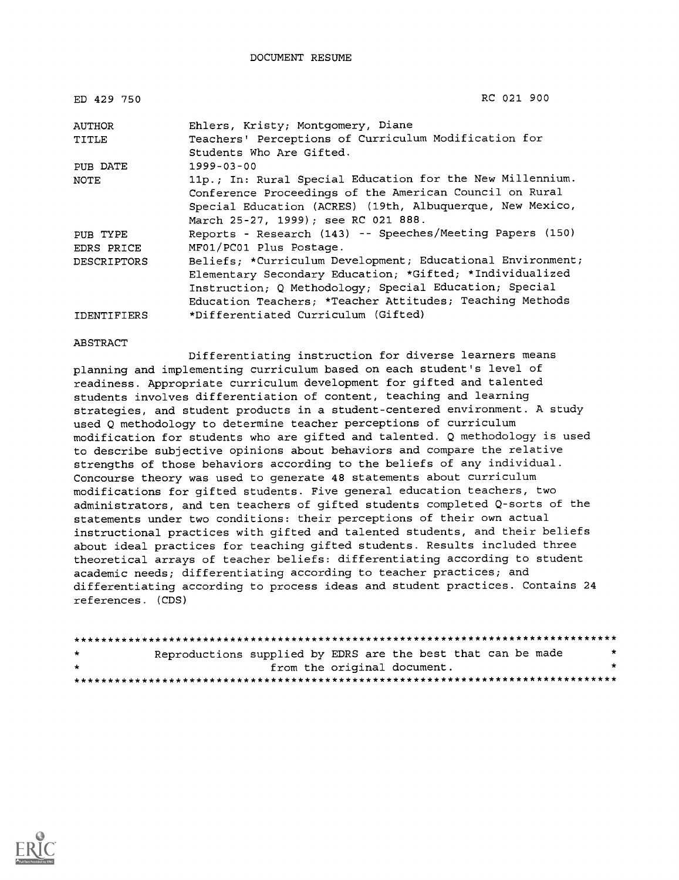DOCUMENT RESUME

| ED 429 750 | RC 021 900 |
|---|---|
| AUTHOR | Ehlers, Kristy; Montgomery, Diane |
| TITLE | Teachers' Perceptions of Curriculum Modification for Students Who Are Gifted. |
| PUB DATE | 1999-03-00 |
| NOTE | 11p.; In: Rural Special Education for the New Millennium. Conference Proceedings of the American Council on Rural Special Education (ACRES) (19th, Albuquerque, New Mexico, March 25-27, 1999); see RC 021 888. |
| PUB TYPE | Reports - Research (143) -- Speeches/Meeting Papers (150) |
| EDRS PRICE | MF01/PC01 Plus Postage. |
| DESCRIPTORS | Beliefs; *Curriculum Development; Educational Environment; Elementary Secondary Education; *Gifted; *Individualized Instruction; Q Methodology; Special Education; Special Education Teachers; *Teacher Attitudes; Teaching Methods |
| IDENTIFIERS | *Differentiated Curriculum (Gifted) |

ABSTRACT

Differentiating instruction for diverse learners means planning and implementing curriculum based on each student's level of readiness. Appropriate curriculum development for gifted and talented students involves differentiation of content, teaching and learning strategies, and student products in a student-centered environment. A study used Q methodology to determine teacher perceptions of curriculum modification for students who are gifted and talented. Q methodology is used to describe subjective opinions about behaviors and compare the relative strengths of those behaviors according to the beliefs of any individual. Concourse theory was used to generate 48 statements about curriculum modifications for gifted students. Five general education teachers, two administrators, and ten teachers of gifted students completed Q-sorts of the statements under two conditions: their perceptions of their own actual instructional practices with gifted and talented students, and their beliefs about ideal practices for teaching gifted students. Results included three theoretical arrays of teacher beliefs: differentiating according to student academic needs; differentiating according to teacher practices; and differentiating according to process ideas and student practices. Contains 24 references. (CDS)

********************************************************************************
* Reproductions supplied by EDRS are the best that can be made *
* from the original document. *
********************************************************************************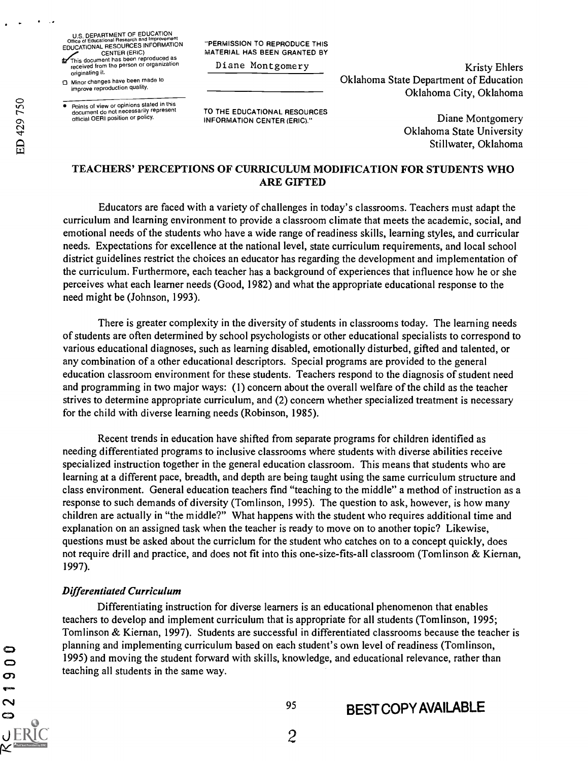U.S. DEPARTMENT OF EDUCATION
Office of Educational Research and Improvement
EDUCATIONAL RESOURCES INFORMATION CENTER (ERIC)
This document has been reproduced as received from the person or organization originating it.
Minor changes have been made to improve reproduction quality.
Points of view or opinions stated in this document do not necessarily represent official OERI position or policy.

"PERMISSION TO REPRODUCE THIS MATERIAL HAS BEEN GRANTED BY
Diane Montgomery
TO THE EDUCATIONAL RESOURCES INFORMATION CENTER (ERIC)."

Kristy Ehlers
Oklahoma State Department of Education
Oklahoma City, Oklahoma

Diane Montgomery
Oklahoma State University
Stillwater, Oklahoma

## TEACHERS' PERCEPTIONS OF CURRICULUM MODIFICATION FOR STUDENTS WHO ARE GIFTED

Educators are faced with a variety of challenges in today's classrooms. Teachers must adapt the curriculum and learning environment to provide a classroom climate that meets the academic, social, and emotional needs of the students who have a wide range of readiness skills, learning styles, and curricular needs. Expectations for excellence at the national level, state curriculum requirements, and local school district guidelines restrict the choices an educator has regarding the development and implementation of the curriculum. Furthermore, each teacher has a background of experiences that influence how he or she perceives what each learner needs (Good, 1982) and what the appropriate educational response to the need might be (Johnson, 1993).

There is greater complexity in the diversity of students in classrooms today. The learning needs of students are often determined by school psychologists or other educational specialists to correspond to various educational diagnoses, such as learning disabled, emotionally disturbed, gifted and talented, or any combination of a other educational descriptors. Special programs are provided to the general education classroom environment for these students. Teachers respond to the diagnosis of student need and programming in two major ways: (1) concern about the overall welfare of the child as the teacher strives to determine appropriate curriculum, and (2) concern whether specialized treatment is necessary for the child with diverse learning needs (Robinson, 1985).

Recent trends in education have shifted from separate programs for children identified as needing differentiated programs to inclusive classrooms where students with diverse abilities receive specialized instruction together in the general education classroom. This means that students who are learning at a different pace, breadth, and depth are being taught using the same curriculum structure and class environment. General education teachers find "teaching to the middle" a method of instruction as a response to such demands of diversity (Tomlinson, 1995). The question to ask, however, is how many children are actually in "the middle?" What happens with the student who requires additional time and explanation on an assigned task when the teacher is ready to move on to another topic? Likewise, questions must be asked about the curriculum for the student who catches on to a concept quickly, does not require drill and practice, and does not fit into this one-size-fits-all classroom (Tomlinson & Kiernan, 1997).

### *Differentiated Curriculum*

Differentiating instruction for diverse learners is an educational phenomenon that enables teachers to develop and implement curriculum that is appropriate for all students (Tomlinson, 1995; Tomlinson & Kiernan, 1997). Students are successful in differentiated classrooms because the teacher is planning and implementing curriculum based on each student's own level of readiness (Tomlinson, 1995) and moving the student forward with skills, knowledge, and educational relevance, rather than teaching all students in the same way.

BEST COPY AVAILABLE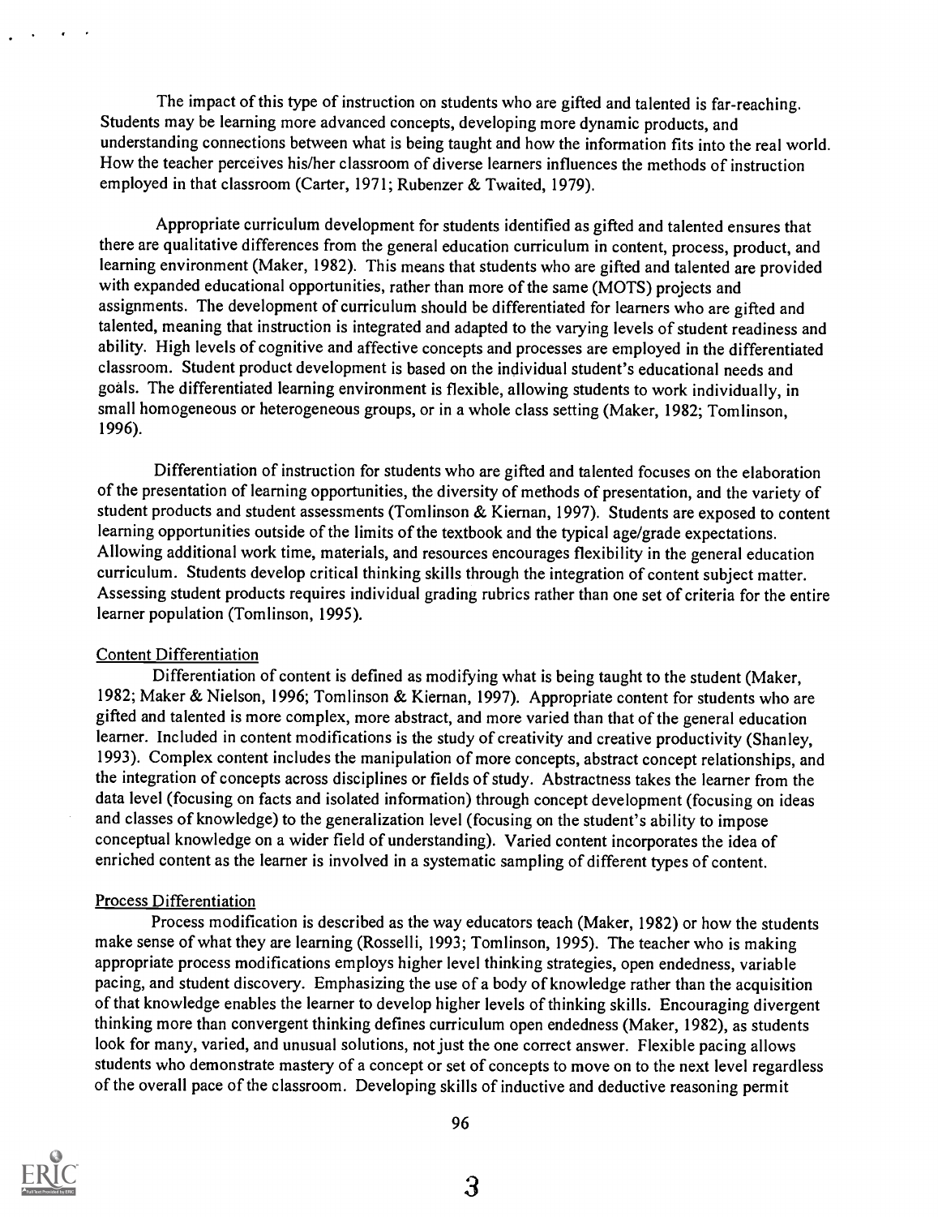The impact of this type of instruction on students who are gifted and talented is far-reaching. Students may be learning more advanced concepts, developing more dynamic products, and understanding connections between what is being taught and how the information fits into the real world. How the teacher perceives his/her classroom of diverse learners influences the methods of instruction employed in that classroom (Carter, 1971; Rubenzer & Twaited, 1979).

Appropriate curriculum development for students identified as gifted and talented ensures that there are qualitative differences from the general education curriculum in content, process, product, and learning environment (Maker, 1982). This means that students who are gifted and talented are provided with expanded educational opportunities, rather than more of the same (MOTS) projects and assignments. The development of curriculum should be differentiated for learners who are gifted and talented, meaning that instruction is integrated and adapted to the varying levels of student readiness and ability. High levels of cognitive and affective concepts and processes are employed in the differentiated classroom. Student product development is based on the individual student's educational needs and goals. The differentiated learning environment is flexible, allowing students to work individually, in small homogeneous or heterogeneous groups, or in a whole class setting (Maker, 1982; Tomlinson, 1996).

Differentiation of instruction for students who are gifted and talented focuses on the elaboration of the presentation of learning opportunities, the diversity of methods of presentation, and the variety of student products and student assessments (Tomlinson & Kiernan, 1997). Students are exposed to content learning opportunities outside of the limits of the textbook and the typical age/grade expectations. Allowing additional work time, materials, and resources encourages flexibility in the general education curriculum. Students develop critical thinking skills through the integration of content subject matter. Assessing student products requires individual grading rubrics rather than one set of criteria for the entire learner population (Tomlinson, 1995).

## Content Differentiation

Differentiation of content is defined as modifying what is being taught to the student (Maker, 1982; Maker & Nielson, 1996; Tomlinson & Kiernan, 1997). Appropriate content for students who are gifted and talented is more complex, more abstract, and more varied than that of the general education learner. Included in content modifications is the study of creativity and creative productivity (Shanley, 1993). Complex content includes the manipulation of more concepts, abstract concept relationships, and the integration of concepts across disciplines or fields of study. Abstractness takes the learner from the data level (focusing on facts and isolated information) through concept development (focusing on ideas and classes of knowledge) to the generalization level (focusing on the student's ability to impose conceptual knowledge on a wider field of understanding). Varied content incorporates the idea of enriched content as the learner is involved in a systematic sampling of different types of content.

## Process Differentiation

Process modification is described as the way educators teach (Maker, 1982) or how the students make sense of what they are learning (Rosselli, 1993; Tomlinson, 1995). The teacher who is making appropriate process modifications employs higher level thinking strategies, open endedness, variable pacing, and student discovery. Emphasizing the use of a body of knowledge rather than the acquisition of that knowledge enables the learner to develop higher levels of thinking skills. Encouraging divergent thinking more than convergent thinking defines curriculum open endedness (Maker, 1982), as students look for many, varied, and unusual solutions, not just the one correct answer. Flexible pacing allows students who demonstrate mastery of a concept or set of concepts to move on to the next level regardless of the overall pace of the classroom. Developing skills of inductive and deductive reasoning permit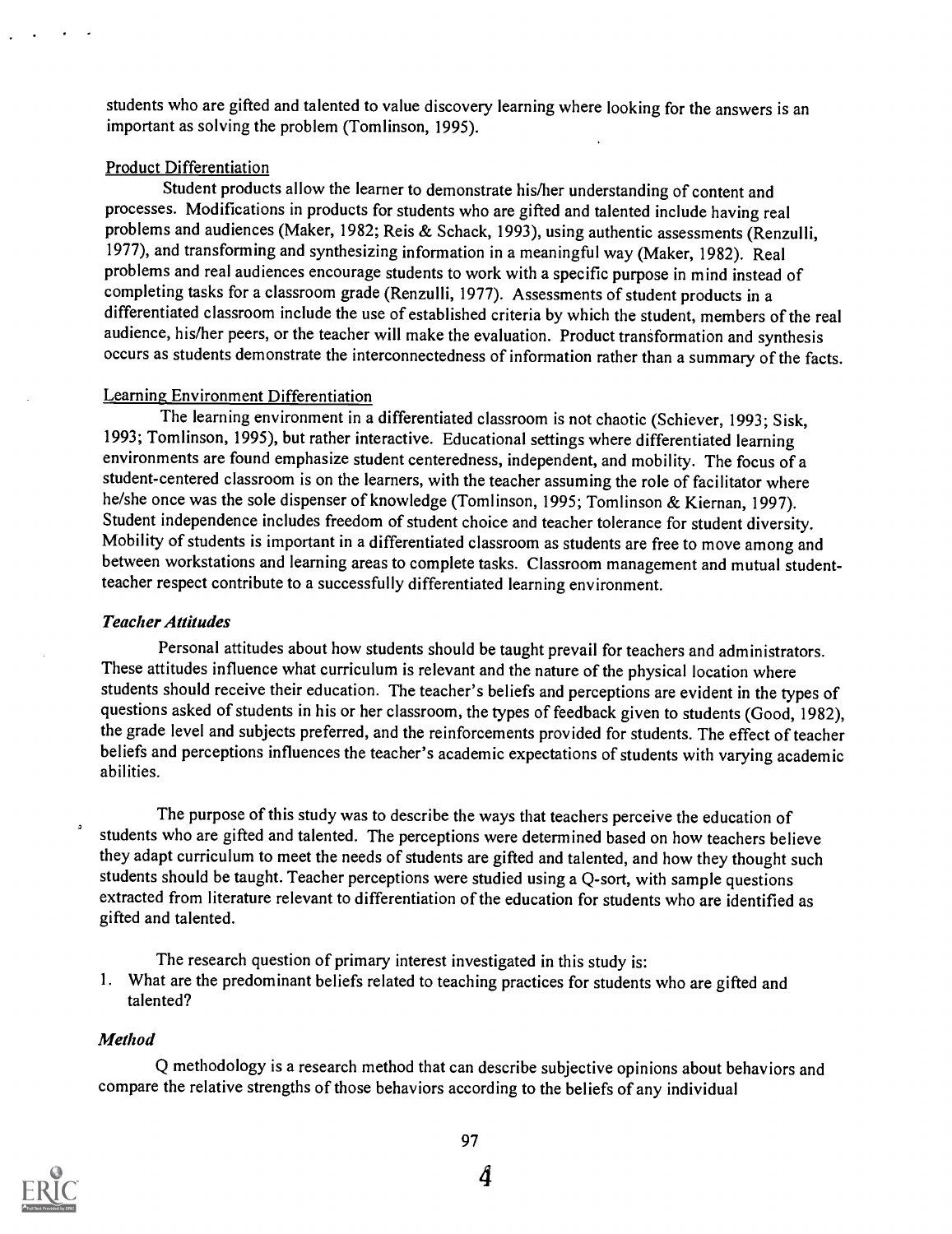students who are gifted and talented to value discovery learning where looking for the answers is an important as solving the problem (Tomlinson, 1995).

Product Differentiation

Student products allow the learner to demonstrate his/her understanding of content and processes. Modifications in products for students who are gifted and talented include having real problems and audiences (Maker, 1982; Reis & Schack, 1993), using authentic assessments (Renzulli, 1977), and transforming and synthesizing information in a meaningful way (Maker, 1982). Real problems and real audiences encourage students to work with a specific purpose in mind instead of completing tasks for a classroom grade (Renzulli, 1977). Assessments of student products in a differentiated classroom include the use of established criteria by which the student, members of the real audience, his/her peers, or the teacher will make the evaluation. Product transformation and synthesis occurs as students demonstrate the interconnectedness of information rather than a summary of the facts.

Learning Environment Differentiation

The learning environment in a differentiated classroom is not chaotic (Schiever, 1993; Sisk, 1993; Tomlinson, 1995), but rather interactive. Educational settings where differentiated learning environments are found emphasize student centeredness, independent, and mobility. The focus of a student-centered classroom is on the learners, with the teacher assuming the role of facilitator where he/she once was the sole dispenser of knowledge (Tomlinson, 1995; Tomlinson & Kiernan, 1997). Student independence includes freedom of student choice and teacher tolerance for student diversity. Mobility of students is important in a differentiated classroom as students are free to move among and between workstations and learning areas to complete tasks. Classroom management and mutual student-teacher respect contribute to a successfully differentiated learning environment.

### *Teacher Attitudes*

Personal attitudes about how students should be taught prevail for teachers and administrators. These attitudes influence what curriculum is relevant and the nature of the physical location where students should receive their education. The teacher's beliefs and perceptions are evident in the types of questions asked of students in his or her classroom, the types of feedback given to students (Good, 1982), the grade level and subjects preferred, and the reinforcements provided for students. The effect of teacher beliefs and perceptions influences the teacher's academic expectations of students with varying academic abilities.

The purpose of this study was to describe the ways that teachers perceive the education of students who are gifted and talented. The perceptions were determined based on how teachers believe they adapt curriculum to meet the needs of students are gifted and talented, and how they thought such students should be taught. Teacher perceptions were studied using a Q-sort, with sample questions extracted from literature relevant to differentiation of the education for students who are identified as gifted and talented.

The research question of primary interest investigated in this study is:

1. What are the predominant beliefs related to teaching practices for students who are gifted and talented?

### *Method*

Q methodology is a research method that can describe subjective opinions about behaviors and compare the relative strengths of those behaviors according to the beliefs of any individual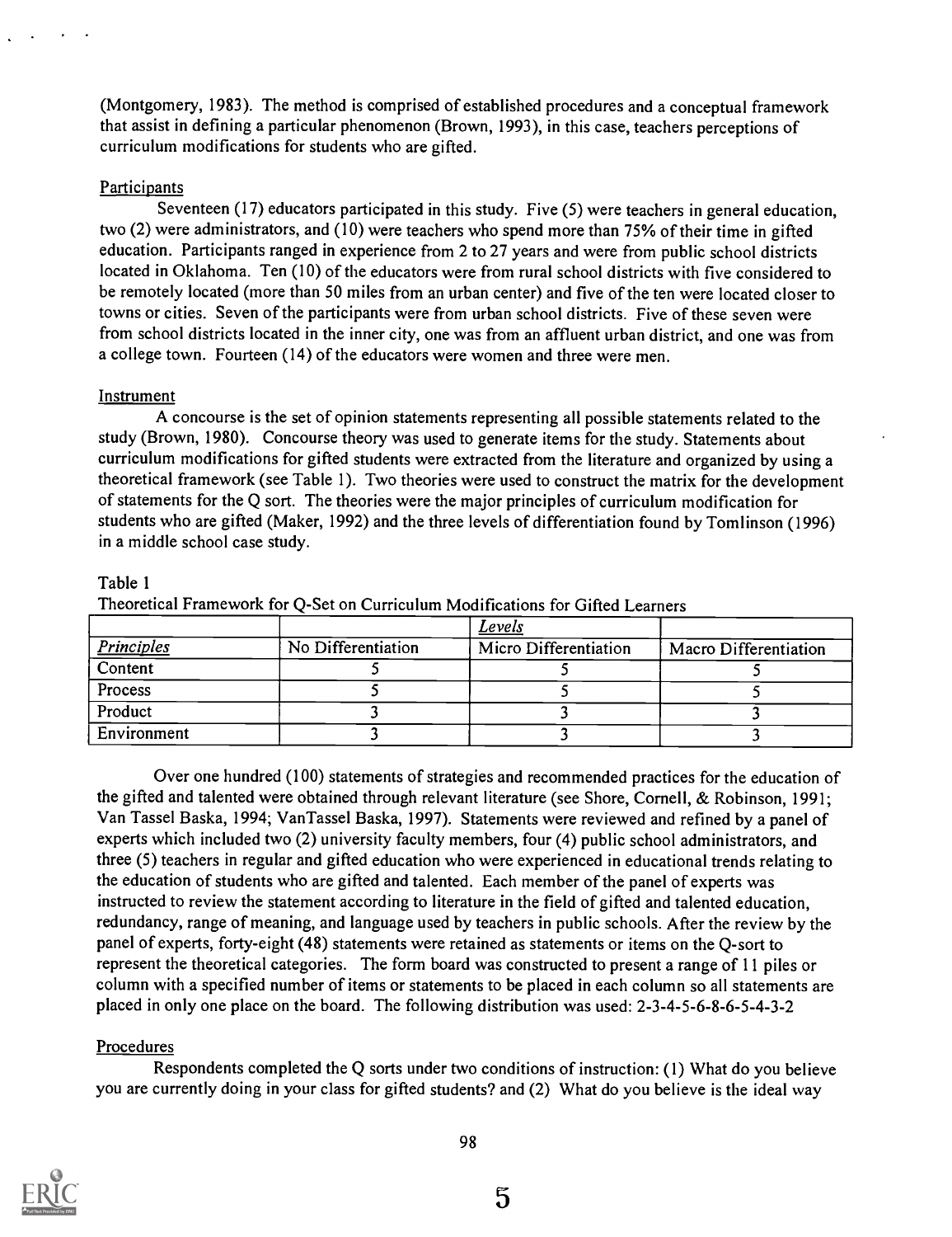(Montgomery, 1983). The method is comprised of established procedures and a conceptual framework that assist in defining a particular phenomenon (Brown, 1993), in this case, teachers perceptions of curriculum modifications for students who are gifted.

Participants

Seventeen (17) educators participated in this study. Five (5) were teachers in general education, two (2) were administrators, and (10) were teachers who spend more than 75% of their time in gifted education. Participants ranged in experience from 2 to 27 years and were from public school districts located in Oklahoma. Ten (10) of the educators were from rural school districts with five considered to be remotely located (more than 50 miles from an urban center) and five of the ten were located closer to towns or cities. Seven of the participants were from urban school districts. Five of these seven were from school districts located in the inner city, one was from an affluent urban district, and one was from a college town. Fourteen (14) of the educators were women and three were men.

Instrument

A concourse is the set of opinion statements representing all possible statements related to the study (Brown, 1980). Concourse theory was used to generate items for the study. Statements about curriculum modifications for gifted students were extracted from the literature and organized by using a theoretical framework (see Table 1). Two theories were used to construct the matrix for the development of statements for the Q sort. The theories were the major principles of curriculum modification for students who are gifted (Maker, 1992) and the three levels of differentiation found by Tomlinson (1996) in a middle school case study.

Table 1
Theoretical Framework for Q-Set on Curriculum Modifications for Gifted Learners

| | | *Levels* | |
|---|---|---|---|
| *Principles* | No Differentiation | Micro Differentiation | Macro Differentiation |
| Content | 5 | 5 | 5 |
| Process | 5 | 5 | 5 |
| Product | 3 | 3 | 3 |
| Environment | 3 | 3 | 3 |

Over one hundred (100) statements of strategies and recommended practices for the education of the gifted and talented were obtained through relevant literature (see Shore, Cornell, & Robinson, 1991; Van Tassel Baska, 1994; VanTassel Baska, 1997). Statements were reviewed and refined by a panel of experts which included two (2) university faculty members, four (4) public school administrators, and three (5) teachers in regular and gifted education who were experienced in educational trends relating to the education of students who are gifted and talented. Each member of the panel of experts was instructed to review the statement according to literature in the field of gifted and talented education, redundancy, range of meaning, and language used by teachers in public schools. After the review by the panel of experts, forty-eight (48) statements were retained as statements or items on the Q-sort to represent the theoretical categories. The form board was constructed to present a range of 11 piles or column with a specified number of items or statements to be placed in each column so all statements are placed in only one place on the board. The following distribution was used: 2-3-4-5-6-8-6-5-4-3-2

Procedures

Respondents completed the Q sorts under two conditions of instruction: (1) What do you believe you are currently doing in your class for gifted students? and (2) What do you believe is the ideal way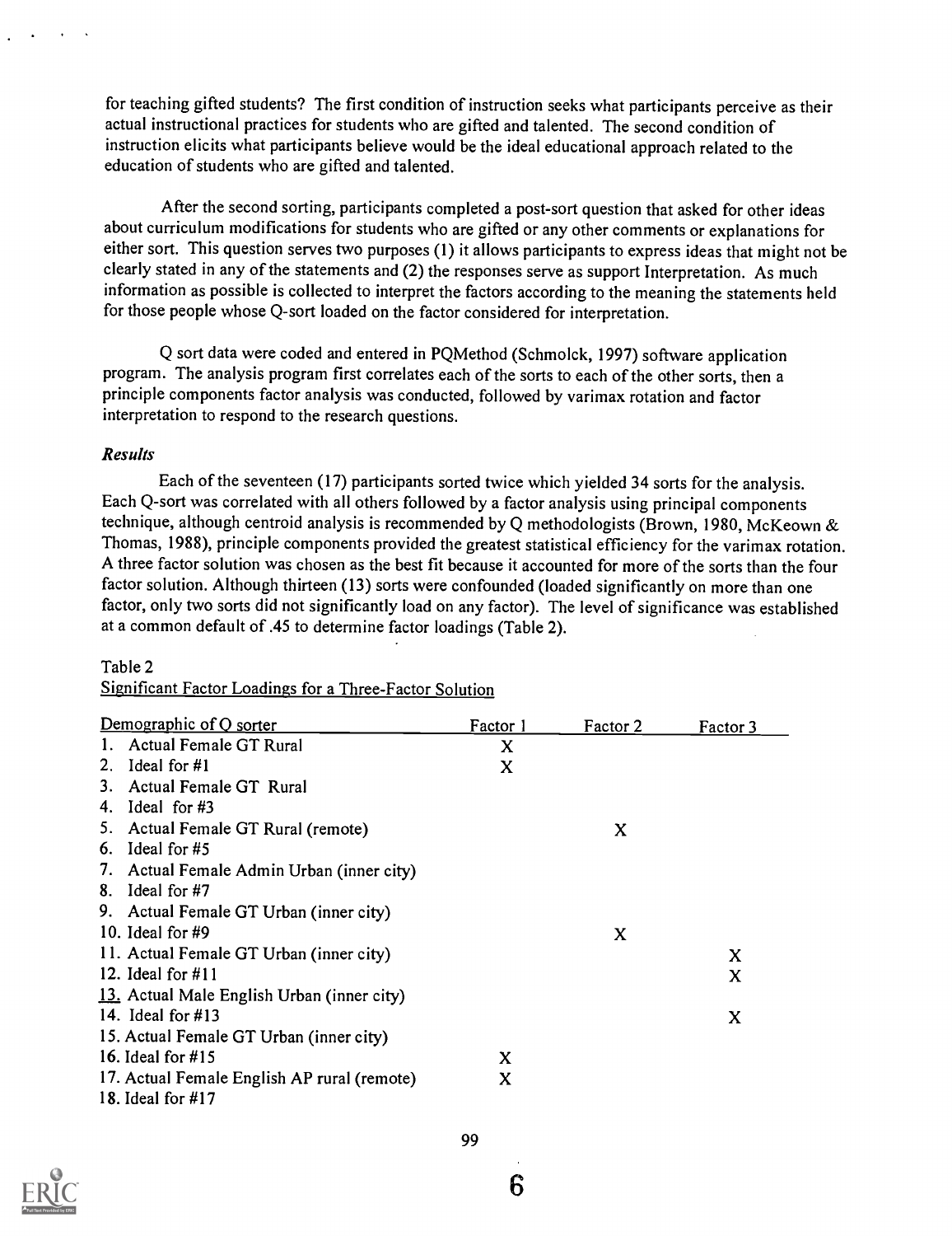for teaching gifted students? The first condition of instruction seeks what participants perceive as their actual instructional practices for students who are gifted and talented. The second condition of instruction elicits what participants believe would be the ideal educational approach related to the education of students who are gifted and talented.

After the second sorting, participants completed a post-sort question that asked for other ideas about curriculum modifications for students who are gifted or any other comments or explanations for either sort. This question serves two purposes (1) it allows participants to express ideas that might not be clearly stated in any of the statements and (2) the responses serve as support Interpretation. As much information as possible is collected to interpret the factors according to the meaning the statements held for those people whose Q-sort loaded on the factor considered for interpretation.

Q sort data were coded and entered in PQMethod (Schmolck, 1997) software application program. The analysis program first correlates each of the sorts to each of the other sorts, then a principle components factor analysis was conducted, followed by varimax rotation and factor interpretation to respond to the research questions.

### *Results*

Each of the seventeen (17) participants sorted twice which yielded 34 sorts for the analysis. Each Q-sort was correlated with all others followed by a factor analysis using principal components technique, although centroid analysis is recommended by Q methodologists (Brown, 1980, McKeown & Thomas, 1988), principle components provided the greatest statistical efficiency for the varimax rotation. A three factor solution was chosen as the best fit because it accounted for more of the sorts than the four factor solution. Although thirteen (13) sorts were confounded (loaded significantly on more than one factor, only two sorts did not significantly load on any factor). The level of significance was established at a common default of .45 to determine factor loadings (Table 2).

Table 2
Significant Factor Loadings for a Three-Factor Solution

| Demographic of Q sorter | Factor 1 | Factor 2 | Factor 3 |
|---|---|---|---|
| 1. Actual Female GT Rural | X | | |
| 2. Ideal for #1 | X | | |
| 3. Actual Female GT Rural | | | |
| 4. Ideal for #3 | | | |
| 5. Actual Female GT Rural (remote) | | X | |
| 6. Ideal for #5 | | | |
| 7. Actual Female Admin Urban (inner city) | | | |
| 8. Ideal for #7 | | | |
| 9. Actual Female GT Urban (inner city) | | | |
| 10. Ideal for #9 | | X | |
| 11. Actual Female GT Urban (inner city) | | | X |
| 12. Ideal for #11 | | | X |
| 13. Actual Male English Urban (inner city) | | | |
| 14. Ideal for #13 | | | X |
| 15. Actual Female GT Urban (inner city) | | | |
| 16. Ideal for #15 | X | | |
| 17. Actual Female English AP rural (remote) | X | | |
| 18. Ideal for #17 | | | |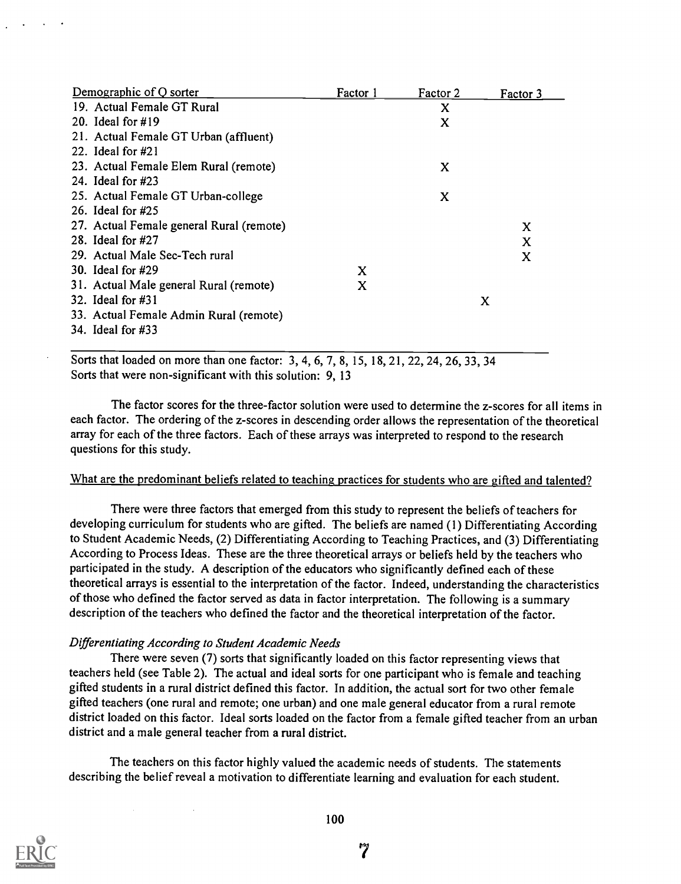| Demographic of Q sorter | Factor 1 | Factor 2 | Factor 3 |
|---|---|---|---|
| 19. Actual Female GT Rural | | X | |
| 20. Ideal for #19 | | X | |
| 21. Actual Female GT Urban (affluent) | | | |
| 22. Ideal for #21 | | | |
| 23. Actual Female Elem Rural (remote) | | X | |
| 24. Ideal for #23 | | | |
| 25. Actual Female GT Urban-college | | X | |
| 26. Ideal for #25 | | | |
| 27. Actual Female general Rural (remote) | | | X |
| 28. Ideal for #27 | | | X |
| 29. Actual Male Sec-Tech rural | | | X |
| 30. Ideal for #29 | X | | |
| 31. Actual Male general Rural (remote) | X | | |
| 32. Ideal for #31 | | X | |
| 33. Actual Female Admin Rural (remote) | | | |
| 34. Ideal for #33 | | | |

Sorts that loaded on more than one factor: 3, 4, 6, 7, 8, 15, 18, 21, 22, 24, 26, 33, 34
Sorts that were non-significant with this solution: 9, 13

The factor scores for the three-factor solution were used to determine the z-scores for all items in each factor. The ordering of the z-scores in descending order allows the representation of the theoretical array for each of the three factors. Each of these arrays was interpreted to respond to the research questions for this study.

What are the predominant beliefs related to teaching practices for students who are gifted and talented?

There were three factors that emerged from this study to represent the beliefs of teachers for developing curriculum for students who are gifted. The beliefs are named (1) Differentiating According to Student Academic Needs, (2) Differentiating According to Teaching Practices, and (3) Differentiating According to Process Ideas. These are the three theoretical arrays or beliefs held by the teachers who participated in the study. A description of the educators who significantly defined each of these theoretical arrays is essential to the interpretation of the factor. Indeed, understanding the characteristics of those who defined the factor served as data in factor interpretation. The following is a summary description of the teachers who defined the factor and the theoretical interpretation of the factor.

*Differentiating According to Student Academic Needs*

There were seven (7) sorts that significantly loaded on this factor representing views that teachers held (see Table 2). The actual and ideal sorts for one participant who is female and teaching gifted students in a rural district defined this factor. In addition, the actual sort for two other female gifted teachers (one rural and remote; one urban) and one male general educator from a rural remote district loaded on this factor. Ideal sorts loaded on the factor from a female gifted teacher from an urban district and a male general teacher from a rural district.

The teachers on this factor highly valued the academic needs of students. The statements describing the belief reveal a motivation to differentiate learning and evaluation for each student.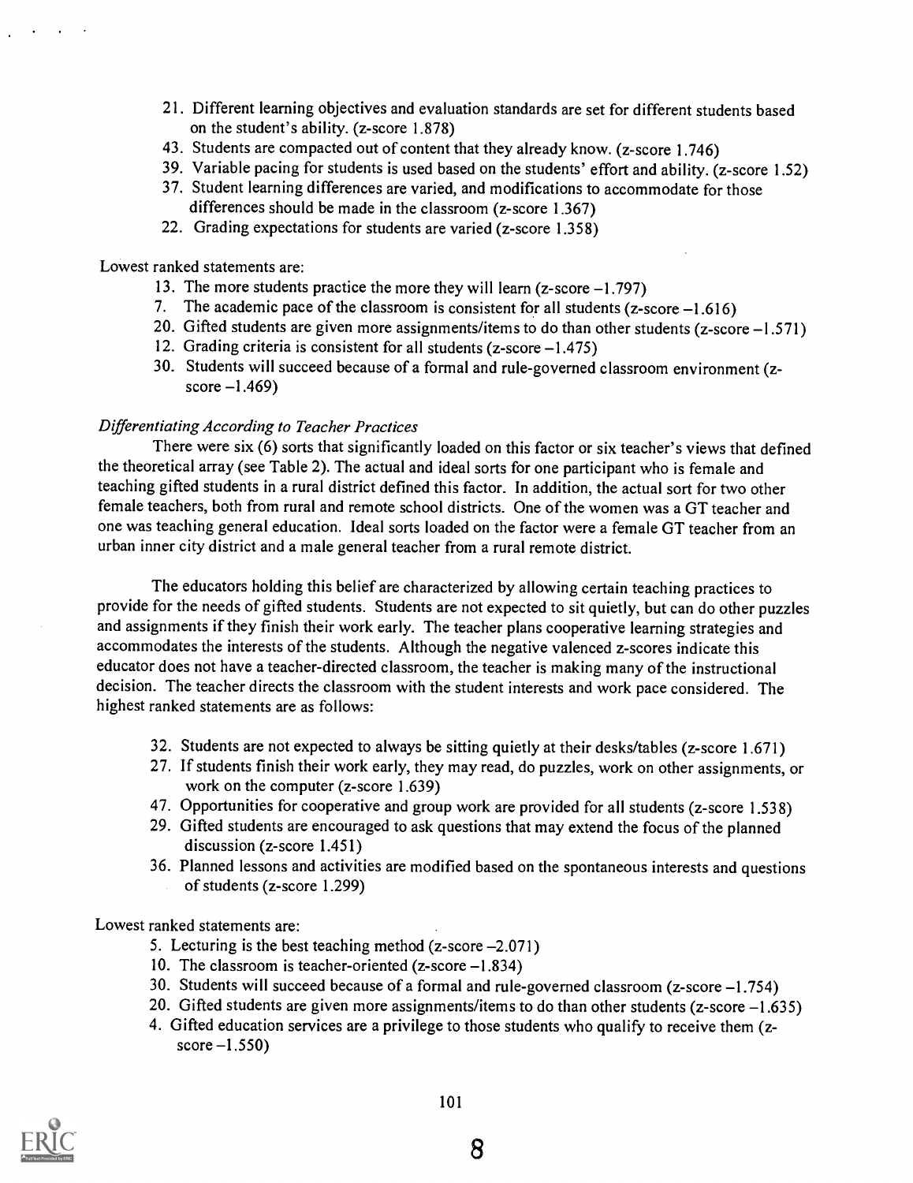21. Different learning objectives and evaluation standards are set for different students based on the student's ability. (z-score 1.878)
43. Students are compacted out of content that they already know. (z-score 1.746)
39. Variable pacing for students is used based on the students' effort and ability. (z-score 1.52)
37. Student learning differences are varied, and modifications to accommodate for those differences should be made in the classroom (z-score 1.367)
22. Grading expectations for students are varied (z-score 1.358)

Lowest ranked statements are:

13. The more students practice the more they will learn (z-score –1.797)
7. The academic pace of the classroom is consistent for all students (z-score –1.616)
20. Gifted students are given more assignments/items to do than other students (z-score –1.571)
12. Grading criteria is consistent for all students (z-score –1.475)
30. Students will succeed because of a formal and rule-governed classroom environment (z-score –1.469)

*Differentiating According to Teacher Practices*

There were six (6) sorts that significantly loaded on this factor or six teacher's views that defined the theoretical array (see Table 2). The actual and ideal sorts for one participant who is female and teaching gifted students in a rural district defined this factor. In addition, the actual sort for two other female teachers, both from rural and remote school districts. One of the women was a GT teacher and one was teaching general education. Ideal sorts loaded on the factor were a female GT teacher from an urban inner city district and a male general teacher from a rural remote district.

The educators holding this belief are characterized by allowing certain teaching practices to provide for the needs of gifted students. Students are not expected to sit quietly, but can do other puzzles and assignments if they finish their work early. The teacher plans cooperative learning strategies and accommodates the interests of the students. Although the negative valenced z-scores indicate this educator does not have a teacher-directed classroom, the teacher is making many of the instructional decision. The teacher directs the classroom with the student interests and work pace considered. The highest ranked statements are as follows:

32. Students are not expected to always be sitting quietly at their desks/tables (z-score 1.671)
27. If students finish their work early, they may read, do puzzles, work on other assignments, or work on the computer (z-score 1.639)
47. Opportunities for cooperative and group work are provided for all students (z-score 1.538)
29. Gifted students are encouraged to ask questions that may extend the focus of the planned discussion (z-score 1.451)
36. Planned lessons and activities are modified based on the spontaneous interests and questions of students (z-score 1.299)

Lowest ranked statements are:

5. Lecturing is the best teaching method (z-score –2.071)
10. The classroom is teacher-oriented (z-score –1.834)
30. Students will succeed because of a formal and rule-governed classroom (z-score –1.754)
20. Gifted students are given more assignments/items to do than other students (z-score –1.635)
4. Gifted education services are a privilege to those students who qualify to receive them (z-score –1.550)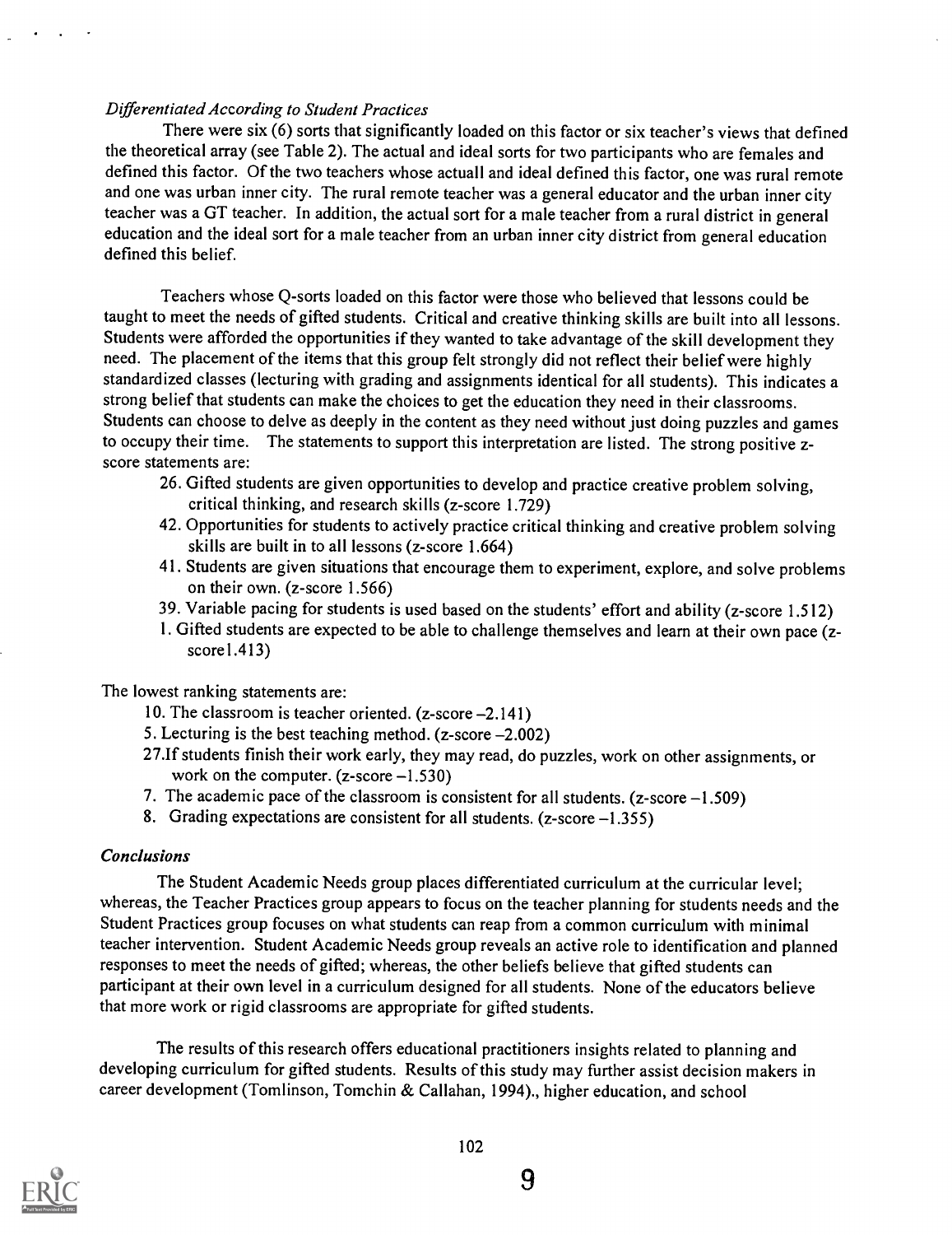*Differentiated According to Student Practices*

There were six (6) sorts that significantly loaded on this factor or six teacher's views that defined the theoretical array (see Table 2). The actual and ideal sorts for two participants who are females and defined this factor. Of the two teachers whose actuall and ideal defined this factor, one was rural remote and one was urban inner city. The rural remote teacher was a general educator and the urban inner city teacher was a GT teacher. In addition, the actual sort for a male teacher from a rural district in general education and the ideal sort for a male teacher from an urban inner city district from general education defined this belief.

Teachers whose Q-sorts loaded on this factor were those who believed that lessons could be taught to meet the needs of gifted students. Critical and creative thinking skills are built into all lessons. Students were afforded the opportunities if they wanted to take advantage of the skill development they need. The placement of the items that this group felt strongly did not reflect their belief were highly standardized classes (lecturing with grading and assignments identical for all students). This indicates a strong belief that students can make the choices to get the education they need in their classrooms. Students can choose to delve as deeply in the content as they need without just doing puzzles and games to occupy their time. The statements to support this interpretation are listed. The strong positive z-score statements are:

26. Gifted students are given opportunities to develop and practice creative problem solving, critical thinking, and research skills (z-score 1.729)
42. Opportunities for students to actively practice critical thinking and creative problem solving skills are built in to all lessons (z-score 1.664)
41. Students are given situations that encourage them to experiment, explore, and solve problems on their own. (z-score 1.566)
39. Variable pacing for students is used based on the students' effort and ability (z-score 1.512)
1. Gifted students are expected to be able to challenge themselves and learn at their own pace (z-score1.413)

The lowest ranking statements are:

10. The classroom is teacher oriented. (z-score –2.141)
5. Lecturing is the best teaching method. (z-score –2.002)
27. If students finish their work early, they may read, do puzzles, work on other assignments, or work on the computer. (z-score –1.530)
7. The academic pace of the classroom is consistent for all students. (z-score –1.509)
8. Grading expectations are consistent for all students. (z-score –1.355)

*Conclusions*

The Student Academic Needs group places differentiated curriculum at the curricular level; whereas, the Teacher Practices group appears to focus on the teacher planning for students needs and the Student Practices group focuses on what students can reap from a common curriculum with minimal teacher intervention. Student Academic Needs group reveals an active role to identification and planned responses to meet the needs of gifted; whereas, the other beliefs believe that gifted students can participant at their own level in a curriculum designed for all students. None of the educators believe that more work or rigid classrooms are appropriate for gifted students.

The results of this research offers educational practitioners insights related to planning and developing curriculum for gifted students. Results of this study may further assist decision makers in career development (Tomlinson, Tomchin & Callahan, 1994)., higher education, and school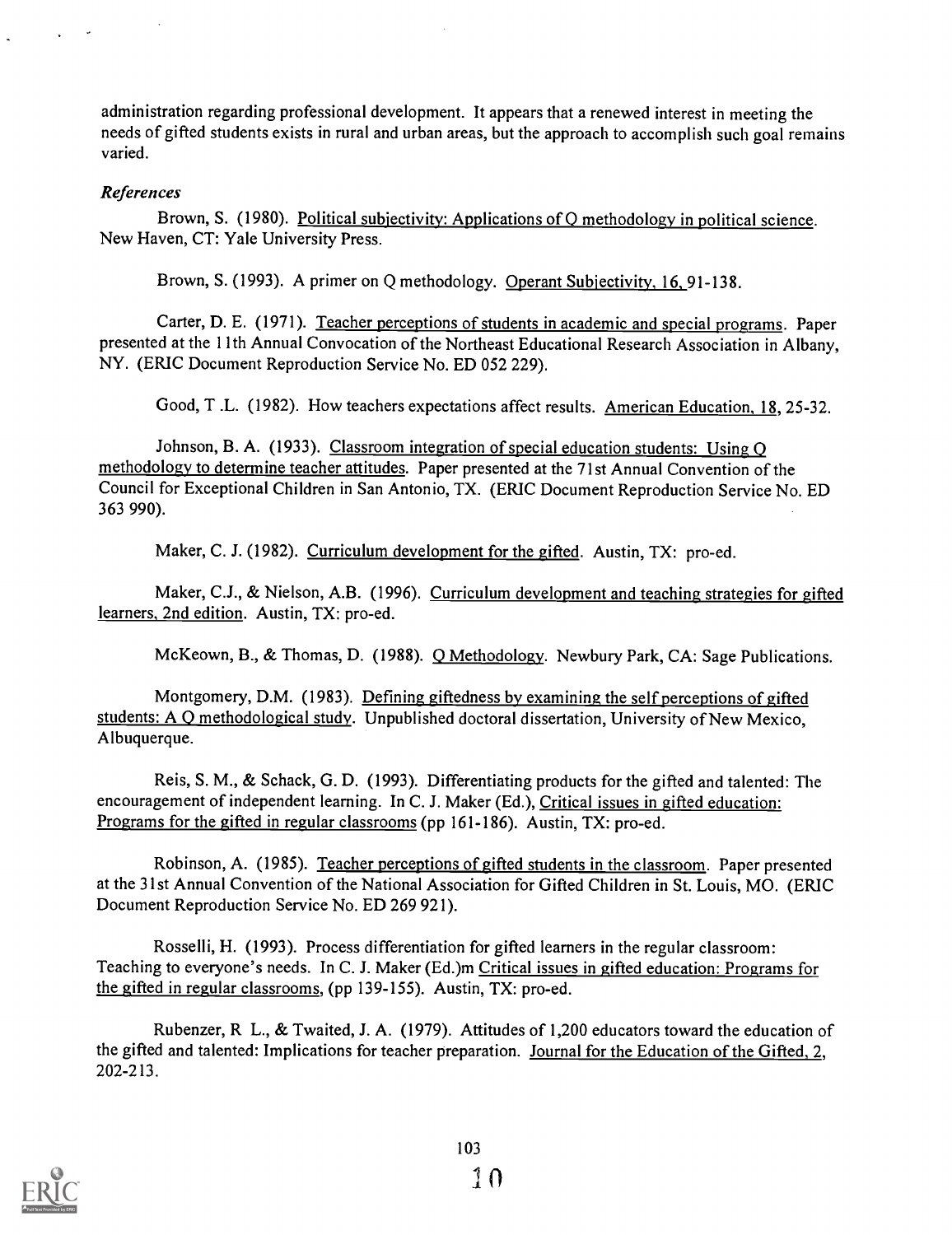administration regarding professional development. It appears that a renewed interest in meeting the needs of gifted students exists in rural and urban areas, but the approach to accomplish such goal remains varied.

### *References*

Brown, S. (1980). Political subjectivity: Applications of Q methodology in political science. New Haven, CT: Yale University Press.

Brown, S. (1993). A primer on Q methodology. Operant Subjectivity, 16, 91-138.

Carter, D. E. (1971). Teacher perceptions of students in academic and special programs. Paper presented at the 11th Annual Convocation of the Northeast Educational Research Association in Albany, NY. (ERIC Document Reproduction Service No. ED 052 229).

Good, T .L. (1982). How teachers expectations affect results. American Education, 18, 25-32.

Johnson, B. A. (1933). Classroom integration of special education students: Using Q methodology to determine teacher attitudes. Paper presented at the 71st Annual Convention of the Council for Exceptional Children in San Antonio, TX. (ERIC Document Reproduction Service No. ED 363 990).

Maker, C. J. (1982). Curriculum development for the gifted. Austin, TX: pro-ed.

Maker, C.J., & Nielson, A.B. (1996). Curriculum development and teaching strategies for gifted learners, 2nd edition. Austin, TX: pro-ed.

McKeown, B., & Thomas, D. (1988). Q Methodology. Newbury Park, CA: Sage Publications.

Montgomery, D.M. (1983). Defining giftedness by examining the self perceptions of gifted students: A Q methodological study. Unpublished doctoral dissertation, University of New Mexico, Albuquerque.

Reis, S. M., & Schack, G. D. (1993). Differentiating products for the gifted and talented: The encouragement of independent learning. In C. J. Maker (Ed.), Critical issues in gifted education: Programs for the gifted in regular classrooms (pp 161-186). Austin, TX: pro-ed.

Robinson, A. (1985). Teacher perceptions of gifted students in the classroom. Paper presented at the 31st Annual Convention of the National Association for Gifted Children in St. Louis, MO. (ERIC Document Reproduction Service No. ED 269 921).

Rosselli, H. (1993). Process differentiation for gifted learners in the regular classroom: Teaching to everyone's needs. In C. J. Maker (Ed.)m Critical issues in gifted education: Programs for the gifted in regular classrooms, (pp 139-155). Austin, TX: pro-ed.

Rubenzer, R L., & Twaited, J. A. (1979). Attitudes of 1,200 educators toward the education of the gifted and talented: Implications for teacher preparation. Journal for the Education of the Gifted, 2, 202-213.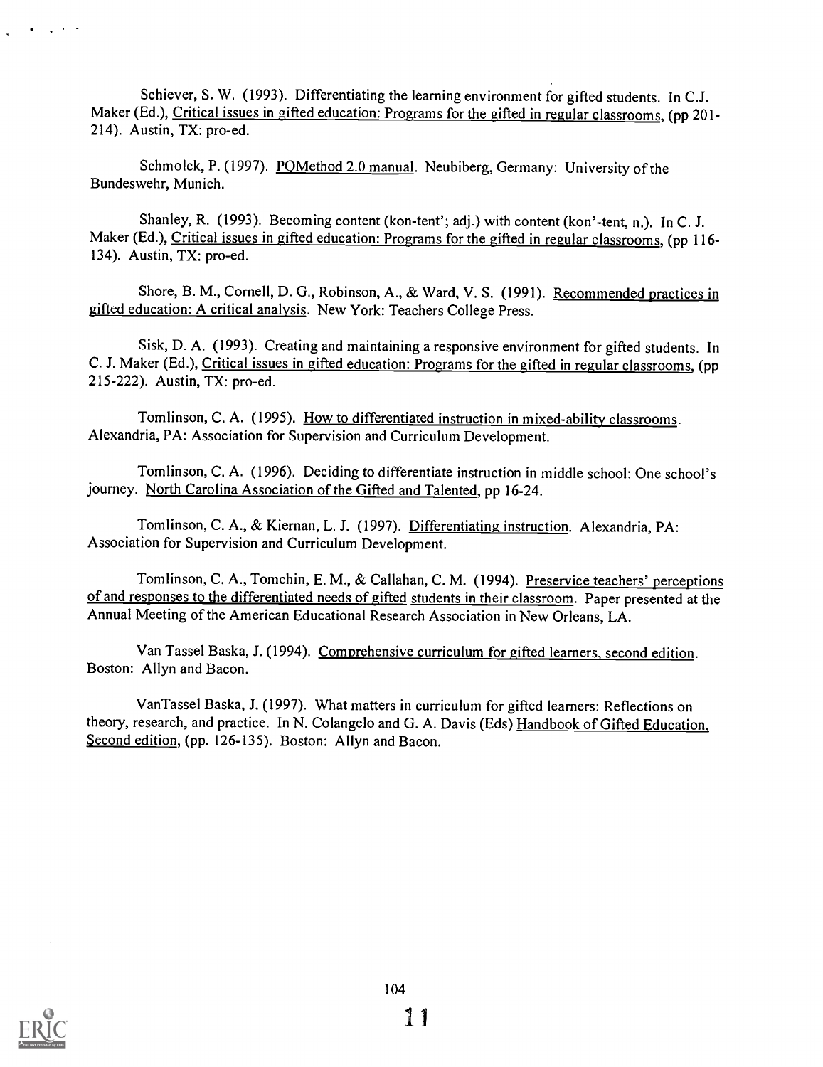Schiever, S. W. (1993). Differentiating the learning environment for gifted students. In C.J. Maker (Ed.), Critical issues in gifted education: Programs for the gifted in regular classrooms, (pp 201-214). Austin, TX: pro-ed.

Schmolck, P. (1997). PQMethod 2.0 manual. Neubiberg, Germany: University of the Bundeswehr, Munich.

Shanley, R. (1993). Becoming content (kon-tent'; adj.) with content (kon'-tent, n.). In C. J. Maker (Ed.), Critical issues in gifted education: Programs for the gifted in regular classrooms, (pp 116-134). Austin, TX: pro-ed.

Shore, B. M., Cornell, D. G., Robinson, A., & Ward, V. S. (1991). Recommended practices in gifted education: A critical analysis. New York: Teachers College Press.

Sisk, D. A. (1993). Creating and maintaining a responsive environment for gifted students. In C. J. Maker (Ed.), Critical issues in gifted education: Programs for the gifted in regular classrooms, (pp 215-222). Austin, TX: pro-ed.

Tomlinson, C. A. (1995). How to differentiated instruction in mixed-ability classrooms. Alexandria, PA: Association for Supervision and Curriculum Development.

Tomlinson, C. A. (1996). Deciding to differentiate instruction in middle school: One school's journey. North Carolina Association of the Gifted and Talented, pp 16-24.

Tomlinson, C. A., & Kiernan, L. J. (1997). Differentiating instruction. Alexandria, PA: Association for Supervision and Curriculum Development.

Tomlinson, C. A., Tomchin, E. M., & Callahan, C. M. (1994). Preservice teachers' perceptions of and responses to the differentiated needs of gifted students in their classroom. Paper presented at the Annual Meeting of the American Educational Research Association in New Orleans, LA.

Van Tassel Baska, J. (1994). Comprehensive curriculum for gifted learners, second edition. Boston: Allyn and Bacon.

VanTassel Baska, J. (1997). What matters in curriculum for gifted learners: Reflections on theory, research, and practice. In N. Colangelo and G. A. Davis (Eds) Handbook of Gifted Education, Second edition, (pp. 126-135). Boston: Allyn and Bacon.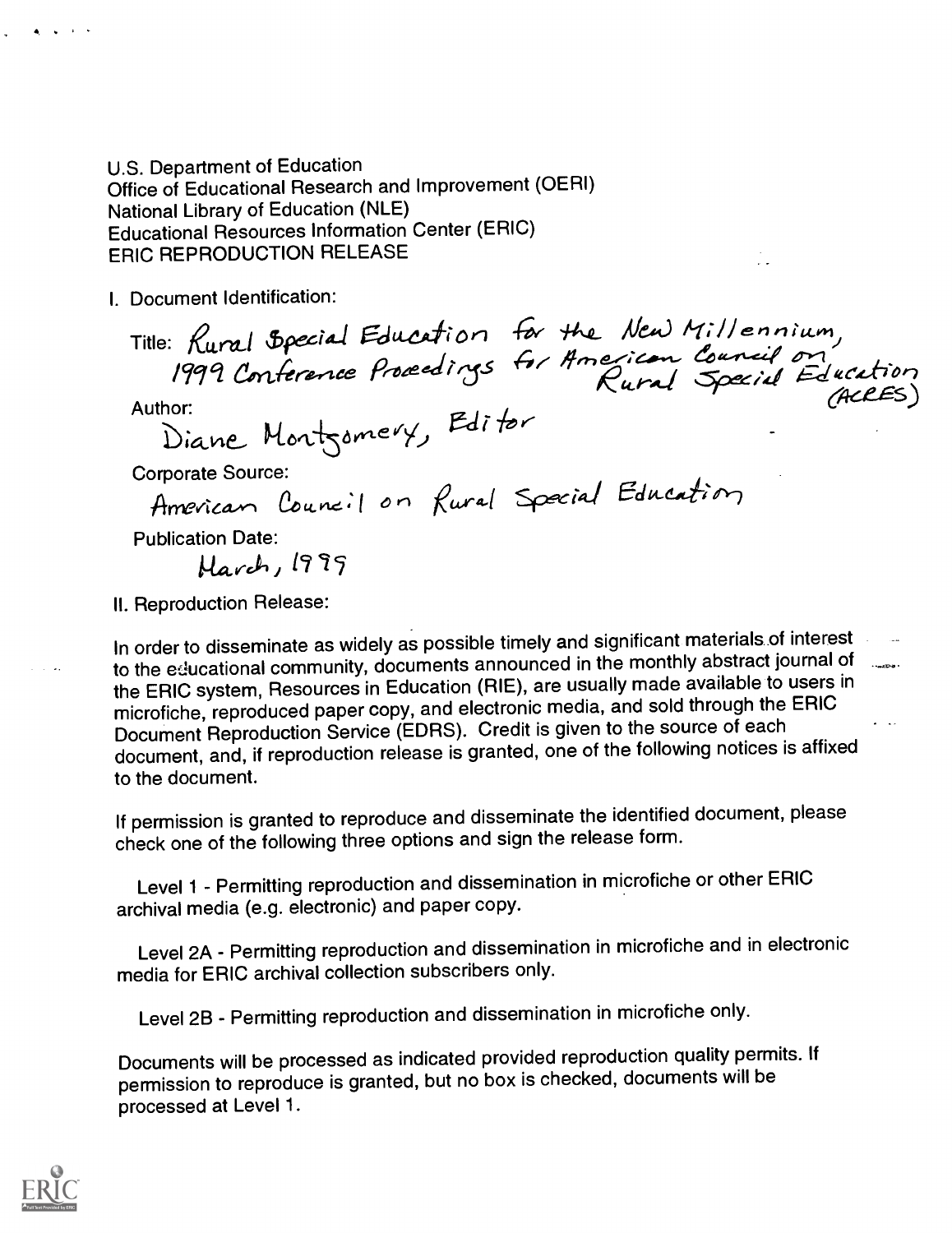U.S. Department of Education
Office of Educational Research and Improvement (OERI)
National Library of Education (NLE)
Educational Resources Information Center (ERIC)
ERIC REPRODUCTION RELEASE

I. Document Identification:

Title: Rural Special Education for the New Millennium, 1999 Conference Proceedings for American Council on Rural Special Education (ACRES)

Author: Diane Montgomery, Editor

Corporate Source: American Council on Rural Special Education

Publication Date: March, 1999

II. Reproduction Release:

In order to disseminate as widely as possible timely and significant materials of interest to the educational community, documents announced in the monthly abstract journal of the ERIC system, Resources in Education (RIE), are usually made available to users in microfiche, reproduced paper copy, and electronic media, and sold through the ERIC Document Reproduction Service (EDRS). Credit is given to the source of each document, and, if reproduction release is granted, one of the following notices is affixed to the document.

If permission is granted to reproduce and disseminate the identified document, please check one of the following three options and sign the release form.

Level 1 - Permitting reproduction and dissemination in microfiche or other ERIC archival media (e.g. electronic) and paper copy.

Level 2A - Permitting reproduction and dissemination in microfiche and in electronic media for ERIC archival collection subscribers only.

Level 2B - Permitting reproduction and dissemination in microfiche only.

Documents will be processed as indicated provided reproduction quality permits. If permission to reproduce is granted, but no box is checked, documents will be processed at Level 1.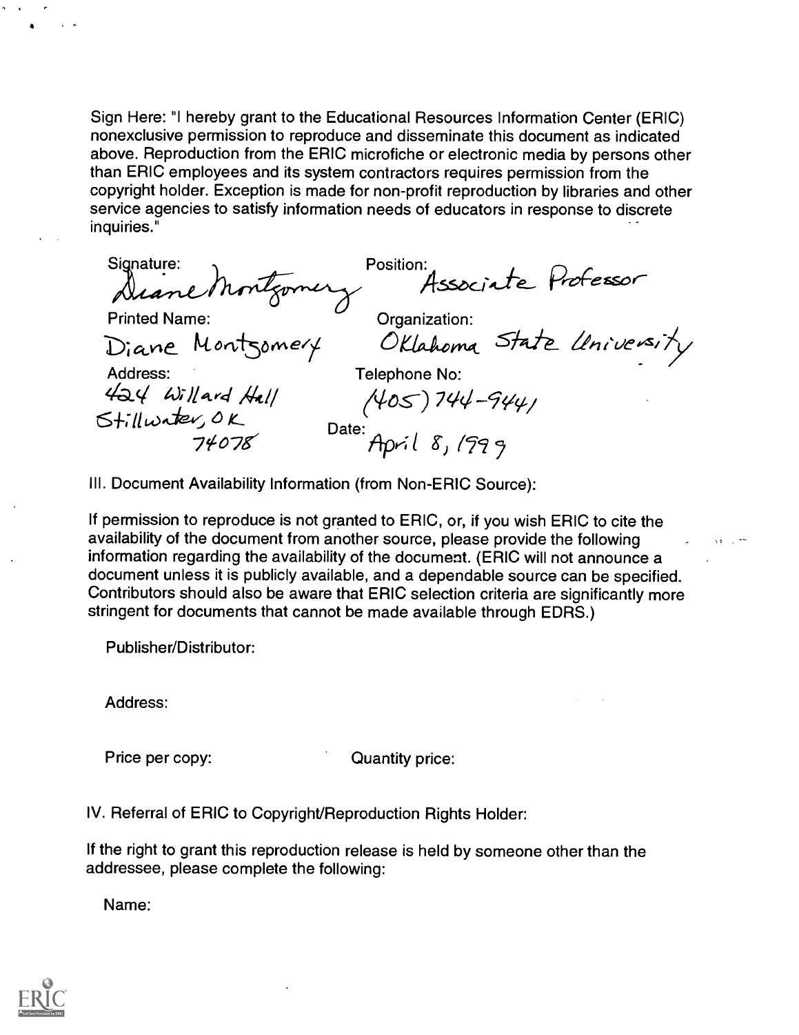Sign Here: "I hereby grant to the Educational Resources Information Center (ERIC) nonexclusive permission to reproduce and disseminate this document as indicated above. Reproduction from the ERIC microfiche or electronic media by persons other than ERIC employees and its system contractors requires permission from the copyright holder. Exception is made for non-profit reproduction by libraries and other service agencies to satisfy information needs of educators in response to discrete inquiries."

Signature: Diane Montgomery

Position: Associate Professor

Printed Name: Diane Montgomery

Organization: Oklahoma State University

Address: 424 Willard Hall, Stillwater, OK 74078

Telephone No: (405) 744-9441

Date: April 8, 1999

III. Document Availability Information (from Non-ERIC Source):

If permission to reproduce is not granted to ERIC, or, if you wish ERIC to cite the availability of the document from another source, please provide the following information regarding the availability of the document. (ERIC will not announce a document unless it is publicly available, and a dependable source can be specified. Contributors should also be aware that ERIC selection criteria are significantly more stringent for documents that cannot be made available through EDRS.)

Publisher/Distributor:

Address:

Price per copy:

Quantity price:

IV. Referral of ERIC to Copyright/Reproduction Rights Holder:

If the right to grant this reproduction release is held by someone other than the addressee, please complete the following:

Name: